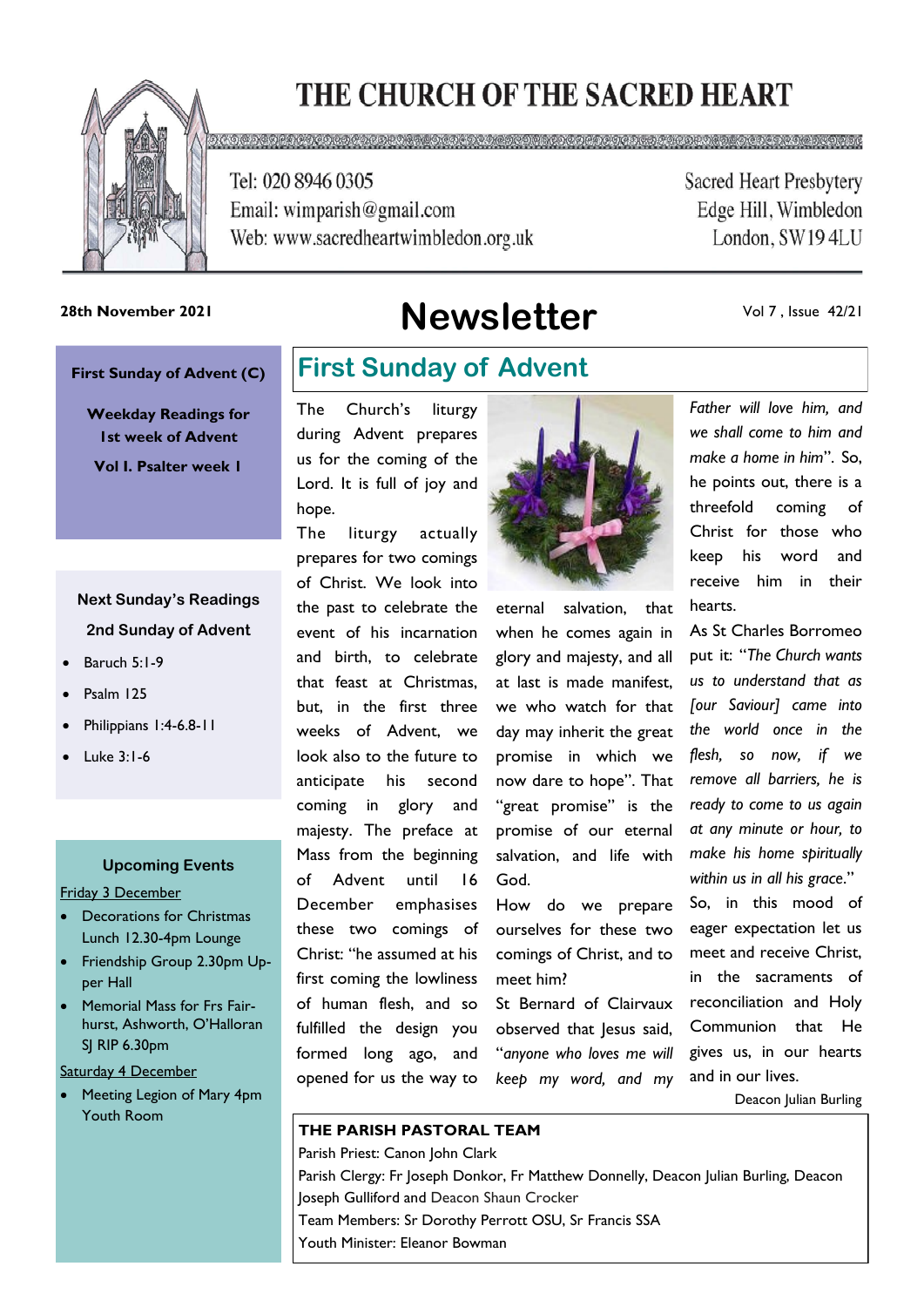// THE CHURCH OF THE SACRED HEART

Tel: 020 8946 0305
Email: wimparish@gmail.com
Web: www.sacredheartwimbledon.org.uk

Sacred Heart Presbytery
Edge Hill, Wimbledon
London, SW19 4LU

**28th November 2021**

# Newsletter

Vol 7 , Issue 42/21

**First Sunday of Advent (C)**

**Weekday Readings for 1st week of Advent**

**Vol I. Psalter week 1**

**Next Sunday's Readings**

**2nd Sunday of Advent**

- Baruch 5:1-9
- Psalm 125
- Philippians 1:4-6.8-11
- Luke 3:1-6

**Upcoming Events**

Friday 3 December

- Decorations for Christmas Lunch 12.30-4pm Lounge
- Friendship Group 2.30pm Upper Hall
- Memorial Mass for Frs Fairhurst, Ashworth, O'Halloran SJ RIP 6.30pm

Saturday 4 December

- Meeting Legion of Mary 4pm Youth Room

## First Sunday of Advent

The Church's liturgy during Advent prepares us for the coming of the Lord. It is full of joy and hope.

The liturgy actually prepares for two comings of Christ. We look into the past to celebrate the event of his incarnation and birth, to celebrate that feast at Christmas, but, in the first three weeks of Advent, we look also to the future to anticipate his second coming in glory and majesty. The preface at Mass from the beginning of Advent until 16 December emphasises these two comings of Christ: "he assumed at his first coming the lowliness of human flesh, and so fulfilled the design you formed long ago, and opened for us the way to eternal salvation, that when he comes again in glory and majesty, and all at last is made manifest, we who watch for that day may inherit the great promise in which we now dare to hope". That "great promise" is the promise of our eternal salvation, and life with God.

How do we prepare ourselves for these two comings of Christ, and to meet him?

St Bernard of Clairvaux observed that Jesus said, "*anyone who loves me will keep my word, and my Father will love him, and we shall come to him and make a home in him*". So, he points out, there is a threefold coming of Christ for those who keep his word and receive him in their hearts.

As St Charles Borromeo put it: "*The Church wants us to understand that as [our Saviour] came into the world once in the flesh, so now, if we remove all barriers, he is ready to come to us again at any minute or hour, to make his home spiritually within us in all his grace.*"

So, in this mood of eager expectation let us meet and receive Christ, in the sacraments of reconciliation and Holy Communion that He gives us, in our hearts and in our lives.

Deacon Julian Burling

**THE PARISH PASTORAL TEAM**

Parish Priest: Canon John Clark

Parish Clergy: Fr Joseph Donkor, Fr Matthew Donnelly, Deacon Julian Burling, Deacon Joseph Gulliford and Deacon Shaun Crocker

Team Members: Sr Dorothy Perrott OSU, Sr Francis SSA

Youth Minister: Eleanor Bowman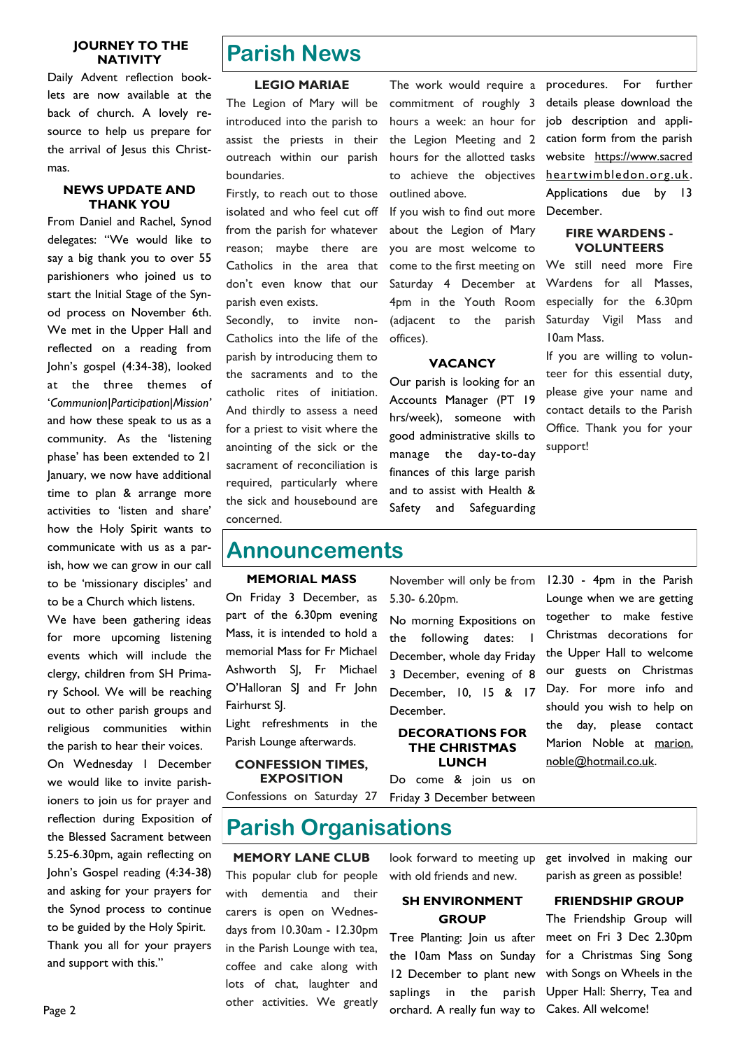### JOURNEY TO THE NATIVITY

Daily Advent reflection booklets are now available at the back of church. A lovely resource to help us prepare for the arrival of Jesus this Christmas.

### NEWS UPDATE AND THANK YOU

From Daniel and Rachel, Synod delegates: "We would like to say a big thank you to over 55 parishioners who joined us to start the Initial Stage of the Synod process on November 6th. We met in the Upper Hall and reflected on a reading from John's gospel (4:34-38), looked at the three themes of '*Communion|Participation|Mission'* and how these speak to us as a community. As the 'listening phase' has been extended to 21 January, we now have additional time to plan & arrange more activities to 'listen and share' how the Holy Spirit wants to communicate with us as a parish, how we can grow in our call to be 'missionary disciples' and to be a Church which listens.

We have been gathering ideas for more upcoming listening events which will include the clergy, children from SH Primary School. We will be reaching out to other parish groups and religious communities within the parish to hear their voices.

On Wednesday 1 December we would like to invite parishioners to join us for prayer and reflection during Exposition of the Blessed Sacrament between 5.25-6.30pm, again reflecting on John's Gospel reading (4:34-38) and asking for your prayers for the Synod process to continue to be guided by the Holy Spirit.

Thank you all for your prayers and support with this."

# Parish News

### LEGIO MARIAE

The Legion of Mary will be introduced into the parish to assist the priests in their outreach within our parish boundaries.

Firstly, to reach out to those isolated and who feel cut off from the parish for whatever reason; maybe there are Catholics in the area that don't even know that our parish even exists.

Secondly, to invite non-Catholics into the life of the parish by introducing them to the sacraments and to the catholic rites of initiation.

And thirdly to assess a need for a priest to visit where the anointing of the sick or the sacrament of reconciliation is required, particularly where the sick and housebound are concerned.

The work would require a commitment of roughly 3 hours a week: an hour for the Legion Meeting and 2 hours for the allotted tasks to achieve the objectives outlined above.

If you wish to find out more about the Legion of Mary you are most welcome to come to the first meeting on Saturday 4 December at 4pm in the Youth Room (adjacent to the parish offices).

### VACANCY

Our parish is looking for an Accounts Manager (PT 19 hrs/week), someone with good administrative skills to manage the day-to-day finances of this large parish and to assist with Health & Safety and Safeguarding procedures. For further details please download the job description and application form from the parish website https://www.sacredheartwimbledon.org.uk. Applications due by 13 December.

### FIRE WARDENS - VOLUNTEERS

We still need more Fire Wardens for all Masses, especially for the 6.30pm Saturday Vigil Mass and 10am Mass.

If you are willing to volunteer for this essential duty, please give your name and contact details to the Parish Office. Thank you for your support!

# Announcements

### MEMORIAL MASS

On Friday 3 December, as part of the 6.30pm evening Mass, it is intended to hold a memorial Mass for Fr Michael Ashworth SJ, Fr Michael O'Halloran SJ and Fr John Fairhurst SJ.

Light refreshments in the Parish Lounge afterwards.

### CONFESSION TIMES, EXPOSITION

Confessions on Saturday 27 November will only be from 5.30- 6.20pm.

No morning Expositions on the following dates: 1 December, whole day Friday 3 December, evening of 8 December, 10, 15 & 17 December.

### DECORATIONS FOR THE CHRISTMAS LUNCH

Do come & join us on Friday 3 December between 12.30 - 4pm in the Parish Lounge when we are getting together to make festive Christmas decorations for the Upper Hall to welcome our guests on Christmas Day. For more info and should you wish to help on the day, please contact Marion Noble at marion.noble@hotmail.co.uk.

# Parish Organisations

### MEMORY LANE CLUB

This popular club for people with dementia and their carers is open on Wednesdays from 10.30am - 12.30pm in the Parish Lounge with tea, coffee and cake along with lots of chat, laughter and other activities. We greatly look forward to meeting up with old friends and new.

### SH ENVIRONMENT GROUP

Tree Planting: Join us after the 10am Mass on Sunday 12 December to plant new saplings in the parish orchard. A really fun way to get involved in making our parish as green as possible!

### FRIENDSHIP GROUP

The Friendship Group will meet on Fri 3 Dec 2.30pm for a Christmas Sing Song with Songs on Wheels in the Upper Hall: Sherry, Tea and Cakes. All welcome!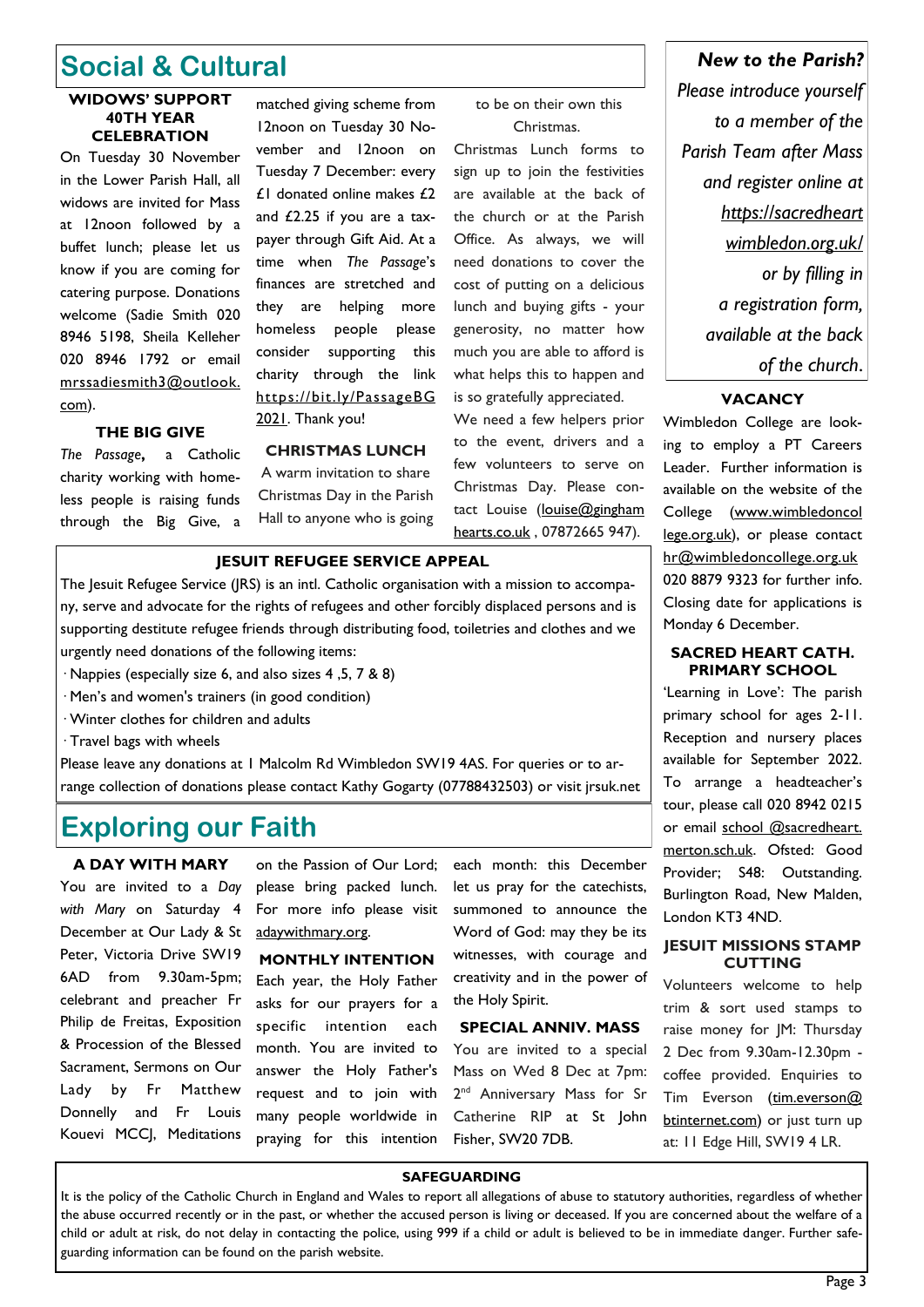# Social & Cultural

### WIDOWS' SUPPORT 40TH YEAR CELEBRATION

On Tuesday 30 November in the Lower Parish Hall, all widows are invited for Mass at 12noon followed by a buffet lunch; please let us know if you are coming for catering purpose. Donations welcome (Sadie Smith 020 8946 5198, Sheila Kelleher 020 8946 1792 or email mrssadiesmith3@outlook.com).

### THE BIG GIVE

*The Passage***,** a Catholic charity working with homeless people is raising funds through the Big Give, a matched giving scheme from 12noon on Tuesday 30 November and 12noon on Tuesday 7 December: every £1 donated online makes £2 and £2.25 if you are a tax-payer through Gift Aid. At a time when *The Passage's* finances are stretched and they are helping more homeless people please consider supporting this charity through the link https://bit.ly/PassageBG2021. Thank you!

### CHRISTMAS LUNCH

A warm invitation to share Christmas Day in the Parish Hall to anyone who is going to be on their own this Christmas.

Christmas Lunch forms to sign up to join the festivities are available at the back of the church or at the Parish Office. As always, we will need donations to cover the cost of putting on a delicious lunch and buying gifts - your generosity, no matter how much you are able to afford is what helps this to happen and is so gratefully appreciated.

We need a few helpers prior to the event, drivers and a few volunteers to serve on Christmas Day. Please contact Louise (louise@ginghamhearts.co.uk , 07872665 947).

### JESUIT REFUGEE SERVICE APPEAL

The Jesuit Refugee Service (JRS) is an intl. Catholic organisation with a mission to accompany, serve and advocate for the rights of refugees and other forcibly displaced persons and is supporting destitute refugee friends through distributing food, toiletries and clothes and we urgently need donations of the following items:

- Nappies (especially size 6, and also sizes 4 ,5, 7 & 8)
- Men's and women's trainers (in good condition)
- Winter clothes for children and adults
- Travel bags with wheels

Please leave any donations at 1 Malcolm Rd Wimbledon SW19 4AS. For queries or to arrange collection of donations please contact Kathy Gogarty (07788432503) or visit jrsuk.net

# Exploring our Faith

### A DAY WITH MARY

You are invited to a *Day with Mary* on Saturday 4 December at Our Lady & St Peter, Victoria Drive SW19 6AD from 9.30am-5pm; celebrant and preacher Fr Philip de Freitas, Exposition & Procession of the Blessed Sacrament, Sermons on Our Lady by Fr Matthew Donnelly and Fr Louis Kouevi MCCJ, Meditations on the Passion of Our Lord; please bring packed lunch. For more info please visit adaywithmary.org.

### MONTHLY INTENTION

Each year, the Holy Father asks for our prayers for a specific intention each month. You are invited to answer the Holy Father's request and to join with many people worldwide in praying for this intention each month: this December let us pray for the catechists, summoned to announce the Word of God: may they be its witnesses, with courage and creativity and in the power of the Holy Spirit.

### SPECIAL ANNIV. MASS

You are invited to a special Mass on Wed 8 Dec at 7pm: 2nd Anniversary Mass for Sr Catherine RIP at St John Fisher, SW20 7DB.

***New to the Parish?***

*Please introduce yourself to a member of the Parish Team after Mass and register online at https://sacredheartwimbledon.org.uk/ or by filling in a registration form, available at the back of the church.*

### VACANCY

Wimbledon College are looking to employ a PT Careers Leader. Further information is available on the website of the College (www.wimbledoncollege.org.uk), or please contact hr@wimbledoncollege.org.uk 020 8879 9323 for further info. Closing date for applications is Monday 6 December.

### SACRED HEART CATH. PRIMARY SCHOOL

'Learning in Love': The parish primary school for ages 2-11. Reception and nursery places available for September 2022. To arrange a headteacher's tour, please call 020 8942 0215 or email school @sacredheart.merton.sch.uk. Ofsted: Good Provider; S48: Outstanding. Burlington Road, New Malden, London KT3 4ND.

### JESUIT MISSIONS STAMP CUTTING

Volunteers welcome to help trim & sort used stamps to raise money for JM: Thursday 2 Dec from 9.30am-12.30pm - coffee provided. Enquiries to Tim Everson (tim.everson@btinternet.com) or just turn up at: 11 Edge Hill, SW19 4 LR.

### SAFEGUARDING

It is the policy of the Catholic Church in England and Wales to report all allegations of abuse to statutory authorities, regardless of whether the abuse occurred recently or in the past, or whether the accused person is living or deceased. If you are concerned about the welfare of a child or adult at risk, do not delay in contacting the police, using 999 if a child or adult is believed to be in immediate danger. Further safeguarding information can be found on the parish website.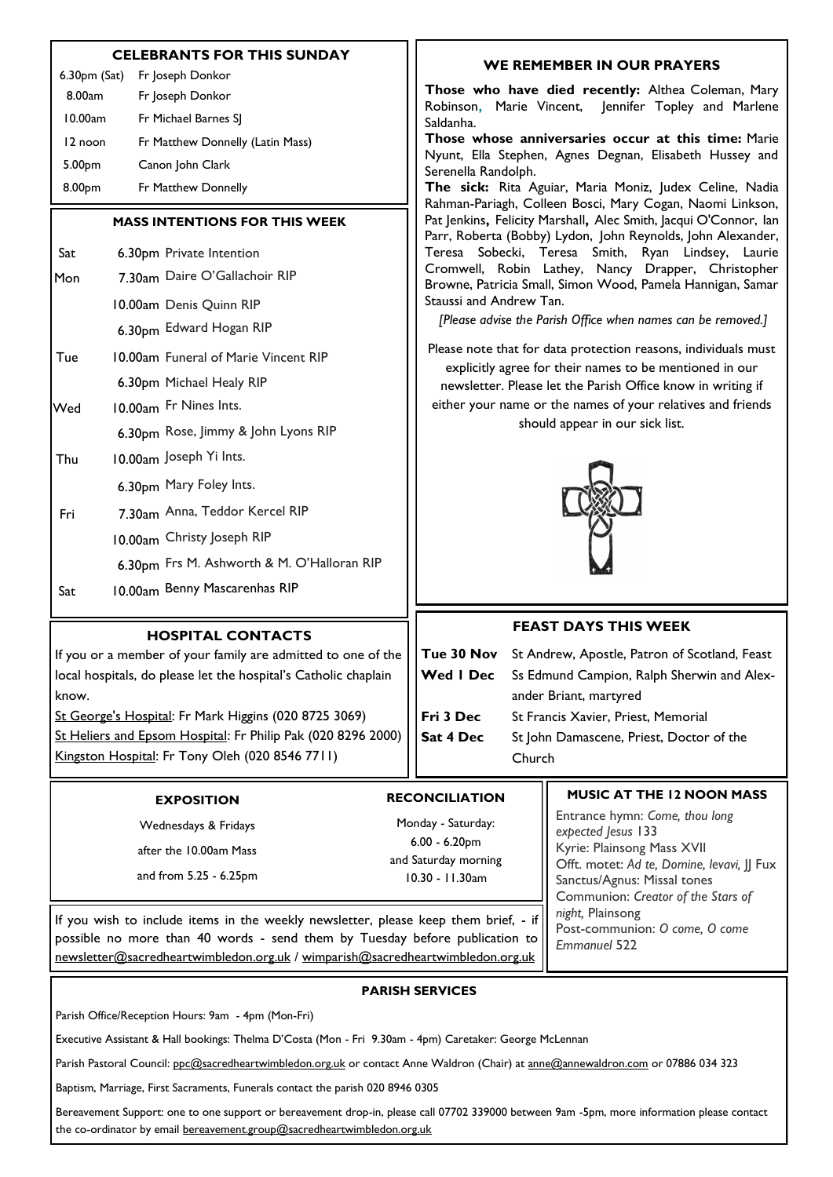## CELEBRANTS FOR THIS SUNDAY

| | |
|---|---|
| 6.30pm (Sat) | Fr Joseph Donkor |
| 8.00am | Fr Joseph Donkor |
| 10.00am | Fr Michael Barnes SJ |
| 12 noon | Fr Matthew Donnelly (Latin Mass) |
| 5.00pm | Canon John Clark |
| 8.00pm | Fr Matthew Donnelly |

## MASS INTENTIONS FOR THIS WEEK

| | | |
|---|---|---|
| Sat | 6.30pm | Private Intention |
| Mon | 7.30am | Daire O'Gallachoir RIP |
| | 10.00am | Denis Quinn RIP |
| | 6.30pm | Edward Hogan RIP |
| Tue | 10.00am | Funeral of Marie Vincent RIP |
| | 6.30pm | Michael Healy RIP |
| Wed | 10.00am | Fr Nines Ints. |
| | 6.30pm | Rose, Jimmy & John Lyons RIP |
| Thu | 10.00am | Joseph Yi Ints. |
| | 6.30pm | Mary Foley Ints. |
| Fri | 7.30am | Anna, Teddor Kercel RIP |
| | 10.00am | Christy Joseph RIP |
| | 6.30pm | Frs M. Ashworth & M. O'Halloran RIP |
| Sat | 10.00am | Benny Mascarenhas RIP |

## WE REMEMBER IN OUR PRAYERS

**Those who have died recently:** Althea Coleman, Mary Robinson, Marie Vincent, Jennifer Topley and Marlene Saldanha.

**Those whose anniversaries occur at this time:** Marie Nyunt, Ella Stephen, Agnes Degnan, Elisabeth Hussey and Serenella Randolph.

**The sick:** Rita Aguiar, Maria Moniz, Judex Celine, Nadia Rahman-Pariagh, Colleen Bosci, Mary Cogan, Naomi Linkson, Pat Jenkins, Felicity Marshall, Alec Smith, Jacqui O'Connor, Ian Parr, Roberta (Bobby) Lydon, John Reynolds, John Alexander, Teresa Sobecki, Teresa Smith, Ryan Lindsey, Laurie Cromwell, Robin Lathey, Nancy Drapper, Christopher Browne, Patricia Small, Simon Wood, Pamela Hannigan, Samar Staussi and Andrew Tan.

*[Please advise the Parish Office when names can be removed.]*

Please note that for data protection reasons, individuals must explicitly agree for their names to be mentioned in our newsletter. Please let the Parish Office know in writing if either your name or the names of your relatives and friends should appear in our sick list.

## HOSPITAL CONTACTS

If you or a member of your family are admitted to one of the local hospitals, do please let the hospital's Catholic chaplain know.

St George's Hospital: Fr Mark Higgins (020 8725 3069)
St Heliers and Epsom Hospital: Fr Philip Pak (020 8296 2000)
Kingston Hospital: Fr Tony Oleh (020 8546 7711)

## FEAST DAYS THIS WEEK

| | |
|---|---|
| **Tue 30 Nov** | St Andrew, Apostle, Patron of Scotland, Feast |
| **Wed 1 Dec** | Ss Edmund Campion, Ralph Sherwin and Alexander Briant, martyred |
| **Fri 3 Dec** | St Francis Xavier, Priest, Memorial |
| **Sat 4 Dec** | St John Damascene, Priest, Doctor of the Church |

## EXPOSITION

Wednesdays & Fridays
after the 10.00am Mass
and from 5.25 - 6.25pm

## RECONCILIATION

Monday - Saturday:
6.00 - 6.20pm
and Saturday morning
10.30 - 11.30am

If you wish to include items in the weekly newsletter, please keep them brief, - if possible no more than 40 words - send them by Tuesday before publication to newsletter@sacredheartwimbledon.org.uk / wimparish@sacredheartwimbledon.org.uk

## MUSIC AT THE 12 NOON MASS

Entrance hymn: *Come, thou long expected Jesus* 133
Kyrie: Plainsong Mass XVII
Offt. motet: *Ad te, Domine, levavi,* JJ Fux
Sanctus/Agnus: Missal tones
Communion: *Creator of the Stars of night,* Plainsong
Post-communion: *O come, O come Emmanuel* 522

## PARISH SERVICES

Parish Office/Reception Hours: 9am - 4pm (Mon-Fri)

Executive Assistant & Hall bookings: Thelma D'Costa (Mon - Fri 9.30am - 4pm) Caretaker: George McLennan

Parish Pastoral Council: ppc@sacredheartwimbledon.org.uk or contact Anne Waldron (Chair) at anne@annewaldron.com or 07886 034 323

Baptism, Marriage, First Sacraments, Funerals contact the parish 020 8946 0305

Bereavement Support: one to one support or bereavement drop-in, please call 07702 339000 between 9am -5pm, more information please contact the co-ordinator by email bereavement.group@sacredheartwimbledon.org.uk